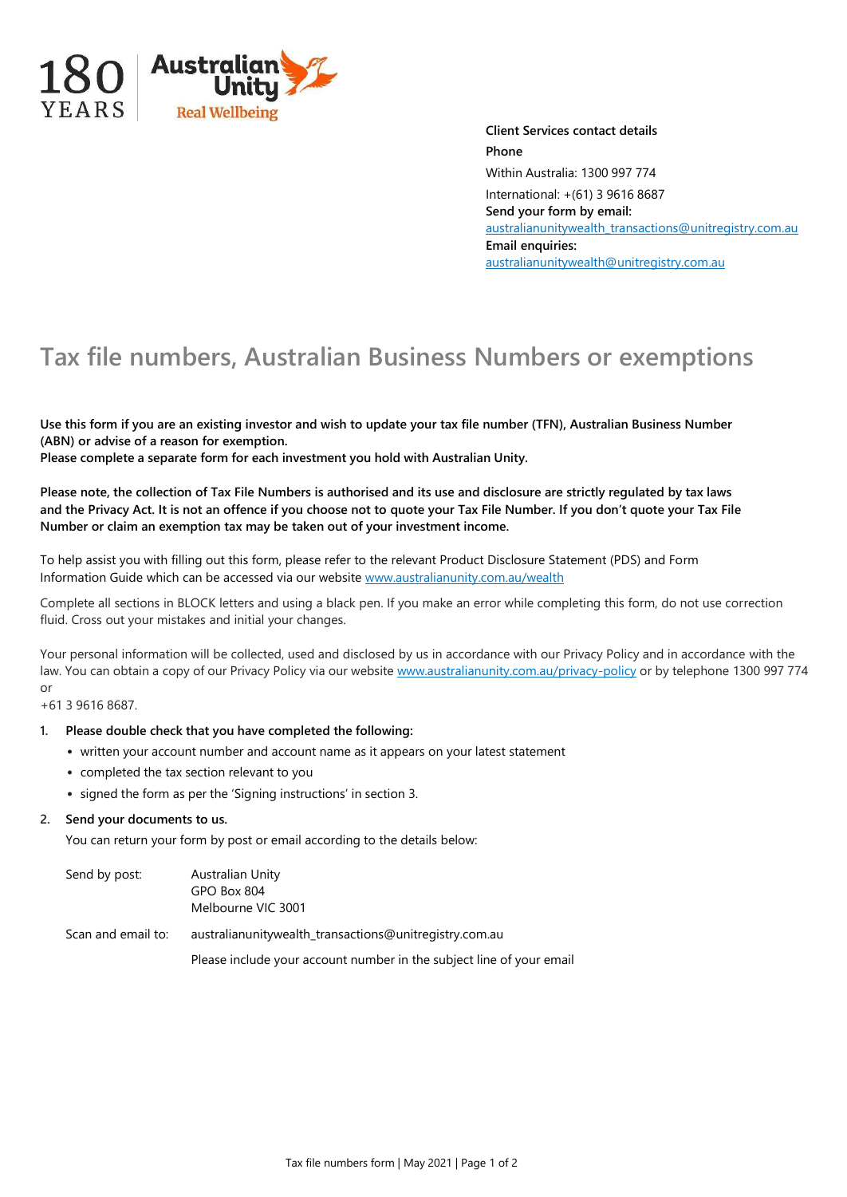**Client Services contact details**

**Phone**

Within Australia: 1300 997 774

International: +(61) 3 9616 8687

**Send your form by email:**

australianunitywealth_transactions@unitregistry.com.au

**Email enquiries:**

australianunitywealth@unitregistry.com.au

# Tax file numbers, Australian Business Numbers or exemptions

**Use this form if you are an existing investor and wish to update your tax file number (TFN), Australian Business Number (ABN) or advise of a reason for exemption.**
**Please complete a separate form for each investment you hold with Australian Unity.**

**Please note, the collection of Tax File Numbers is authorised and its use and disclosure are strictly regulated by tax laws and the Privacy Act. It is not an offence if you choose not to quote your Tax File Number. If you don't quote your Tax File Number or claim an exemption tax may be taken out of your investment income.**

To help assist you with filling out this form, please refer to the relevant Product Disclosure Statement (PDS) and Form Information Guide which can be accessed via our website www.australianunity.com.au/wealth

Complete all sections in BLOCK letters and using a black pen. If you make an error while completing this form, do not use correction fluid. Cross out your mistakes and initial your changes.

Your personal information will be collected, used and disclosed by us in accordance with our Privacy Policy and in accordance with the law. You can obtain a copy of our Privacy Policy via our website www.australianunity.com.au/privacy-policy or by telephone 1300 997 774 or
+61 3 9616 8687.

1. **Please double check that you have completed the following:**
   - written your account number and account name as it appears on your latest statement
   - completed the tax section relevant to you
   - signed the form as per the 'Signing instructions' in section 3.

2. **Send your documents to us.**

   You can return your form by post or email according to the details below:

   Send by post: Australian Unity
   GPO Box 804
   Melbourne VIC 3001

   Scan and email to: australianunitywealth_transactions@unitregistry.com.au

   Please include your account number in the subject line of your email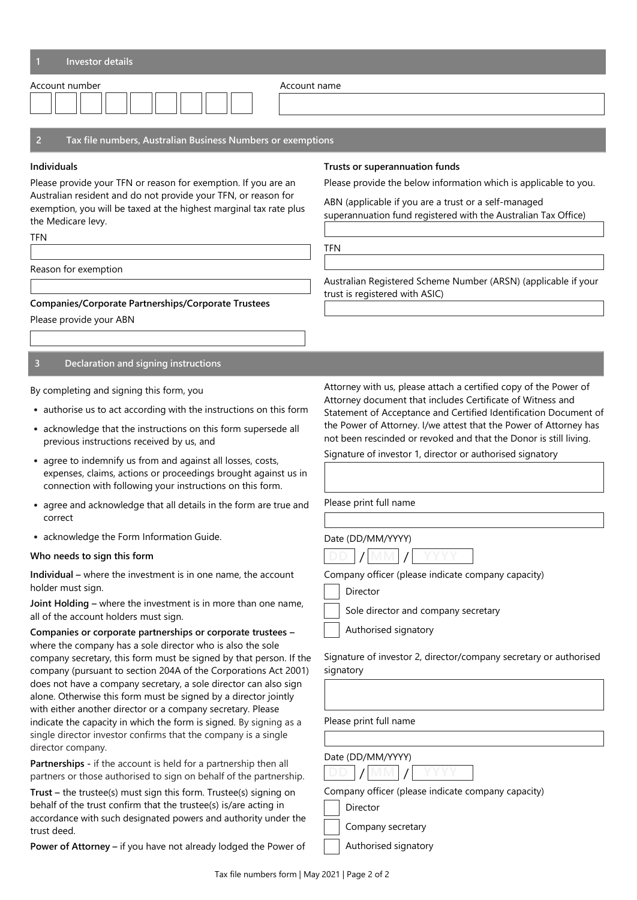## 1 Investor details

Account number

Account name

## 2 Tax file numbers, Australian Business Numbers or exemptions

**Individuals**

Please provide your TFN or reason for exemption. If you are an Australian resident and do not provide your TFN, or reason for exemption, you will be taxed at the highest marginal tax rate plus the Medicare levy.

TFN

Reason for exemption

**Companies/Corporate Partnerships/Corporate Trustees**

Please provide your ABN

**Trusts or superannuation funds**

Please provide the below information which is applicable to you.

ABN (applicable if you are a trust or a self-managed superannuation fund registered with the Australian Tax Office)

TFN

Australian Registered Scheme Number (ARSN) (applicable if your trust is registered with ASIC)

## 3 Declaration and signing instructions

By completing and signing this form, you

- authorise us to act according with the instructions on this form
- acknowledge that the instructions on this form supersede all previous instructions received by us, and
- agree to indemnify us from and against all losses, costs, expenses, claims, actions or proceedings brought against us in connection with following your instructions on this form.
- agree and acknowledge that all details in the form are true and correct
- acknowledge the Form Information Guide.

**Who needs to sign this form**

**Individual** – where the investment is in one name, the account holder must sign.

**Joint Holding** – where the investment is in more than one name, all of the account holders must sign.

**Companies or corporate partnerships or corporate trustees** – where the company has a sole director who is also the sole company secretary, this form must be signed by that person. If the company (pursuant to section 204A of the Corporations Act 2001) does not have a company secretary, a sole director can also sign alone. Otherwise this form must be signed by a director jointly with either another director or a company secretary. Please indicate the capacity in which the form is signed. By signing as a single director investor confirms that the company is a single director company.

**Partnerships** - if the account is held for a partnership then all partners or those authorised to sign on behalf of the partnership.

**Trust** – the trustee(s) must sign this form. Trustee(s) signing on behalf of the trust confirm that the trustee(s) is/are acting in accordance with such designated powers and authority under the trust deed.

**Power of Attorney** – if you have not already lodged the Power of Attorney with us, please attach a certified copy of the Power of Attorney document that includes Certificate of Witness and Statement of Acceptance and Certified Identification Document of the Power of Attorney. I/we attest that the Power of Attorney has not been rescinded or revoked and that the Donor is still living.

Signature of investor 1, director or authorised signatory

Please print full name

Date (DD/MM/YYYY)

DD / MM / YYYY

Company officer (please indicate company capacity)

- ☐ Director
- ☐ Sole director and company secretary
- ☐ Authorised signatory

Signature of investor 2, director/company secretary or authorised signatory

Please print full name

Date (DD/MM/YYYY)

DD / MM / YYYY

Company officer (please indicate company capacity)

- ☐ Director
- ☐ Company secretary
- ☐ Authorised signatory